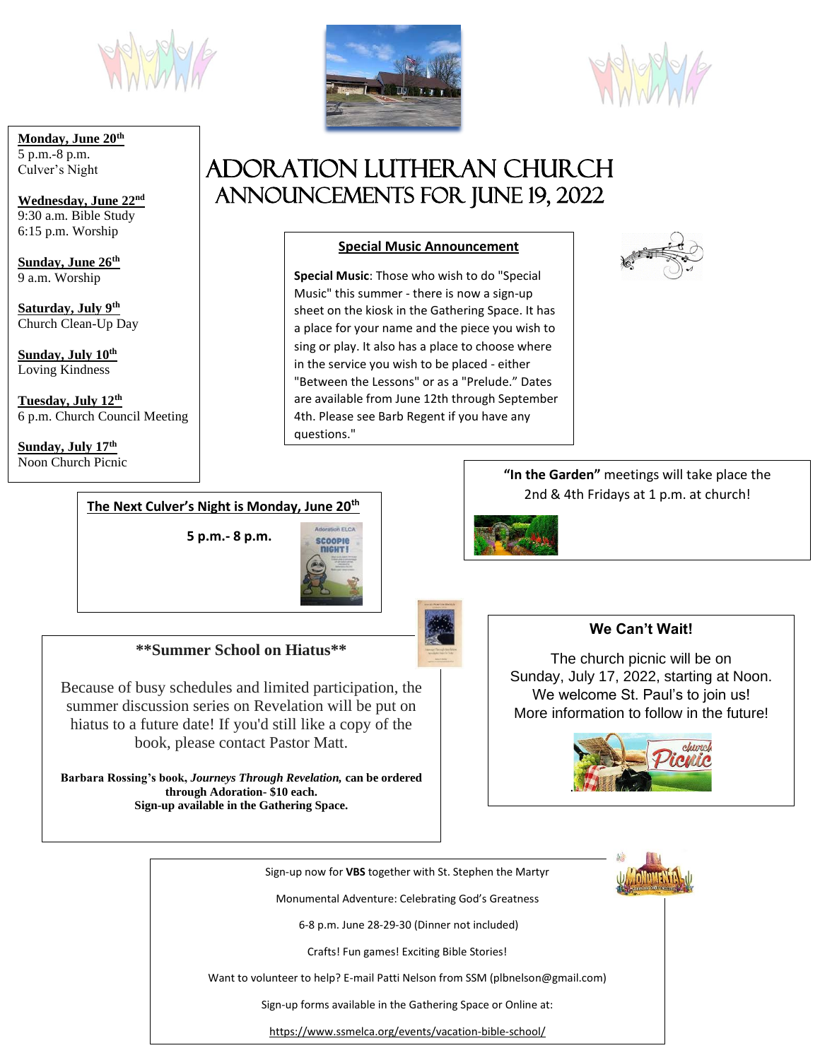# Adoration Lutheran Church
## Announcements for June 19, 2022

**Monday, June 20th**
5 p.m.-8 p.m.
Culver's Night

**Wednesday, June 22nd**
9:30 a.m. Bible Study
6:15 p.m. Worship

**Sunday, June 26th**
9 a.m. Worship

**Saturday, July 9th**
Church Clean-Up Day

**Sunday, July 10th**
Loving Kindness

**Tuesday, July 12th**
6 p.m. Church Council Meeting

**Sunday, July 17th**
Noon Church Picnic

### Special Music Announcement

**Special Music**: Those who wish to do "Special Music" this summer - there is now a sign-up sheet on the kiosk in the Gathering Space. It has a place for your name and the piece you wish to sing or play. It also has a place to choose where in the service you wish to be placed - either "Between the Lessons" or as a "Prelude." Dates are available from June 12th through September 4th. Please see Barb Regent if you have any questions."

**"In the Garden"** meetings will take place the 2nd & 4th Fridays at 1 p.m. at church!

### The Next Culver's Night is Monday, June 20th

**5 p.m.- 8 p.m.**

### \*\*Summer School on Hiatus\*\*

Because of busy schedules and limited participation, the summer discussion series on Revelation will be put on hiatus to a future date! If you'd still like a copy of the book, please contact Pastor Matt.

**Barbara Rossing's book, *Journeys Through Revelation,* can be ordered through Adoration- $10 each.**
**Sign-up available in the Gathering Space.**

### We Can't Wait!

The church picnic will be on Sunday, July 17, 2022, starting at Noon. We welcome St. Paul's to join us! More information to follow in the future!

Sign-up now for **VBS** together with St. Stephen the Martyr

Monumental Adventure: Celebrating God's Greatness

6-8 p.m. June 28-29-30 (Dinner not included)

Crafts! Fun games! Exciting Bible Stories!

Want to volunteer to help? E-mail Patti Nelson from SSM (plbnelson@gmail.com)

Sign-up forms available in the Gathering Space or Online at:

https://www.ssmelca.org/events/vacation-bible-school/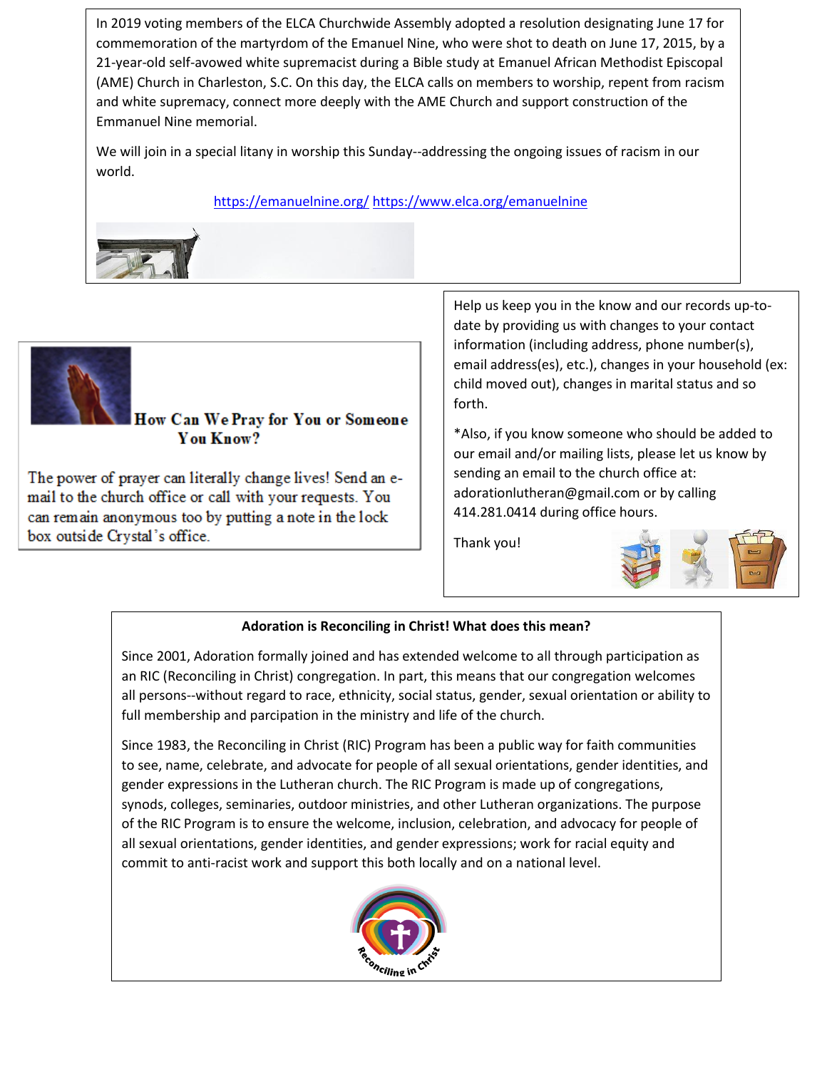In 2019 voting members of the ELCA Churchwide Assembly adopted a resolution designating June 17 for commemoration of the martyrdom of the Emanuel Nine, who were shot to death on June 17, 2015, by a 21-year-old self-avowed white supremacist during a Bible study at Emanuel African Methodist Episcopal (AME) Church in Charleston, S.C. On this day, the ELCA calls on members to worship, repent from racism and white supremacy, connect more deeply with the AME Church and support construction of the Emmanuel Nine memorial.

We will join in a special litany in worship this Sunday--addressing the ongoing issues of racism in our world.

https://emanuelnine.org/ https://www.elca.org/emanuelnine

## How Can We Pray for You or Someone You Know?

The power of prayer can literally change lives! Send an e-mail to the church office or call with your requests. You can remain anonymous too by putting a note in the lock box outside Crystal's office.

Help us keep you in the know and our records up-to-date by providing us with changes to your contact information (including address, phone number(s), email address(es), etc.), changes in your household (ex: child moved out), changes in marital status and so forth.

*Also, if you know someone who should be added to our email and/or mailing lists, please let us know by sending an email to the church office at: adorationlutheran@gmail.com or by calling 414.281.0414 during office hours.

Thank you!

**Adoration is Reconciling in Christ! What does this mean?**

Since 2001, Adoration formally joined and has extended welcome to all through participation as an RIC (Reconciling in Christ) congregation. In part, this means that our congregation welcomes all persons--without regard to race, ethnicity, social status, gender, sexual orientation or ability to full membership and parcipation in the ministry and life of the church.

Since 1983, the Reconciling in Christ (RIC) Program has been a public way for faith communities to see, name, celebrate, and advocate for people of all sexual orientations, gender identities, and gender expressions in the Lutheran church. The RIC Program is made up of congregations, synods, colleges, seminaries, outdoor ministries, and other Lutheran organizations. The purpose of the RIC Program is to ensure the welcome, inclusion, celebration, and advocacy for people of all sexual orientations, gender identities, and gender expressions; work for racial equity and commit to anti-racist work and support this both locally and on a national level.

Reconciling in Christ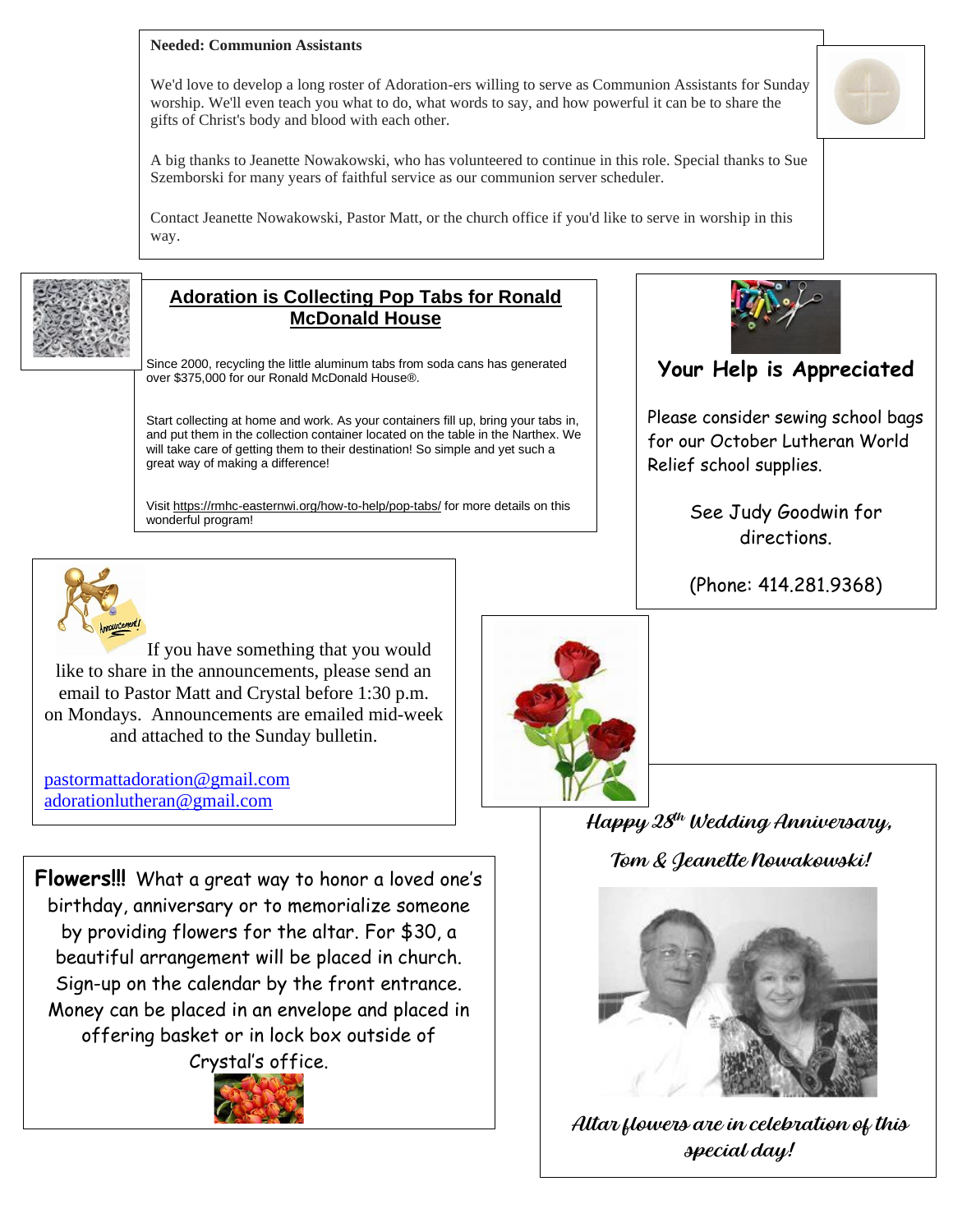**Needed: Communion Assistants**

We'd love to develop a long roster of Adoration-ers willing to serve as Communion Assistants for Sunday worship. We'll even teach you what to do, what words to say, and how powerful it can be to share the gifts of Christ's body and blood with each other.

A big thanks to Jeanette Nowakowski, who has volunteered to continue in this role. Special thanks to Sue Szemborski for many years of faithful service as our communion server scheduler.

Contact Jeanette Nowakowski, Pastor Matt, or the church office if you'd like to serve in worship in this way.

## Adoration is Collecting Pop Tabs for Ronald McDonald House

Since 2000, recycling the little aluminum tabs from soda cans has generated over $375,000 for our Ronald McDonald House®.

Start collecting at home and work. As your containers fill up, bring your tabs in, and put them in the collection container located on the table in the Narthex. We will take care of getting them to their destination! So simple and yet such a great way of making a difference!

Visit https://rmhc-easternwi.org/how-to-help/pop-tabs/ for more details on this wonderful program!

## Your Help is Appreciated

Please consider sewing school bags for our October Lutheran World Relief school supplies.

See Judy Goodwin for directions.

(Phone: 414.281.9368)

If you have something that you would like to share in the announcements, please send an email to Pastor Matt and Crystal before 1:30 p.m. on Mondays. Announcements are emailed mid-week and attached to the Sunday bulletin.

pastormattadoration@gmail.com
adorationlutheran@gmail.com

**Flowers!!!** What a great way to honor a loved one's birthday, anniversary or to memorialize someone by providing flowers for the altar. For $30, a beautiful arrangement will be placed in church. Sign-up on the calendar by the front entrance. Money can be placed in an envelope and placed in offering basket or in lock box outside of Crystal's office.

*Happy 28th Wedding Anniversary,*

*Tom & Jeanette Nowakowski!*

*Altar flowers are in celebration of this special day!*